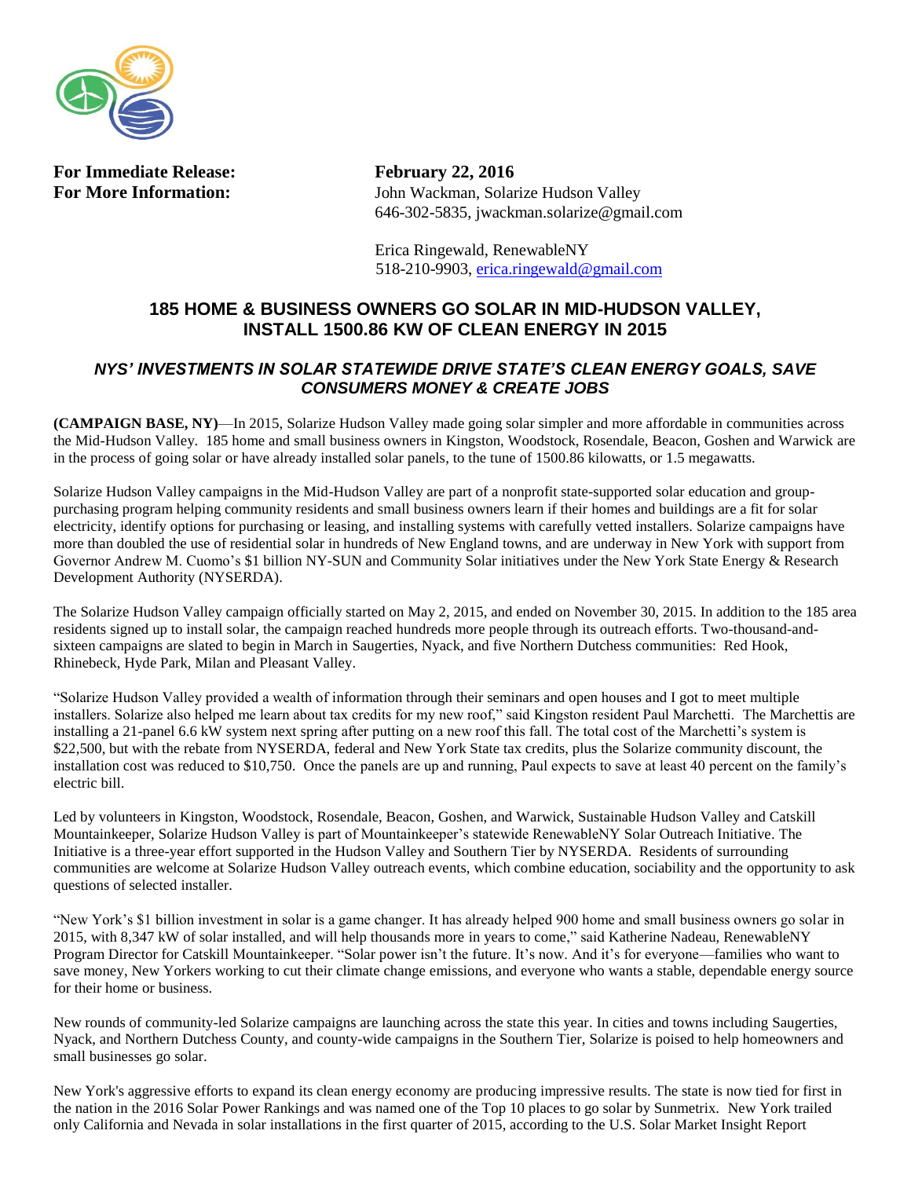**For Immediate Release:** **February 22, 2016**
**For More Information:** John Wackman, Solarize Hudson Valley
646-302-5835, jwackman.solarize@gmail.com

Erica Ringewald, RenewableNY
518-210-9903, [erica.ringewald@gmail.com](mailto:erica.ringewald@gmail.com)

## 185 HOME & BUSINESS OWNERS GO SOLAR IN MID-HUDSON VALLEY, INSTALL 1500.86 KW OF CLEAN ENERGY IN 2015

### *NYS' INVESTMENTS IN SOLAR STATEWIDE DRIVE STATE'S CLEAN ENERGY GOALS, SAVE CONSUMERS MONEY & CREATE JOBS*

**(CAMPAIGN BASE, NY)**—In 2015, Solarize Hudson Valley made going solar simpler and more affordable in communities across the Mid-Hudson Valley. 185 home and small business owners in Kingston, Woodstock, Rosendale, Beacon, Goshen and Warwick are in the process of going solar or have already installed solar panels, to the tune of 1500.86 kilowatts, or 1.5 megawatts.

Solarize Hudson Valley campaigns in the Mid-Hudson Valley are part of a nonprofit state-supported solar education and group-purchasing program helping community residents and small business owners learn if their homes and buildings are a fit for solar electricity, identify options for purchasing or leasing, and installing systems with carefully vetted installers. Solarize campaigns have more than doubled the use of residential solar in hundreds of New England towns, and are underway in New York with support from Governor Andrew M. Cuomo's $1 billion NY-SUN and Community Solar initiatives under the New York State Energy & Research Development Authority (NYSERDA).

The Solarize Hudson Valley campaign officially started on May 2, 2015, and ended on November 30, 2015. In addition to the 185 area residents signed up to install solar, the campaign reached hundreds more people through its outreach efforts. Two-thousand-and-sixteen campaigns are slated to begin in March in Saugerties, Nyack, and five Northern Dutchess communities: Red Hook, Rhinebeck, Hyde Park, Milan and Pleasant Valley.

"Solarize Hudson Valley provided a wealth of information through their seminars and open houses and I got to meet multiple installers. Solarize also helped me learn about tax credits for my new roof," said Kingston resident Paul Marchetti. The Marchettis are installing a 21-panel 6.6 kW system next spring after putting on a new roof this fall. The total cost of the Marchetti's system is $22,500, but with the rebate from NYSERDA, federal and New York State tax credits, plus the Solarize community discount, the installation cost was reduced to $10,750. Once the panels are up and running, Paul expects to save at least 40 percent on the family's electric bill.

Led by volunteers in Kingston, Woodstock, Rosendale, Beacon, Goshen, and Warwick, Sustainable Hudson Valley and Catskill Mountainkeeper, Solarize Hudson Valley is part of Mountainkeeper's statewide RenewableNY Solar Outreach Initiative. The Initiative is a three-year effort supported in the Hudson Valley and Southern Tier by NYSERDA. Residents of surrounding communities are welcome at Solarize Hudson Valley outreach events, which combine education, sociability and the opportunity to ask questions of selected installer.

"New York's $1 billion investment in solar is a game changer. It has already helped 900 home and small business owners go solar in 2015, with 8,347 kW of solar installed, and will help thousands more in years to come," said Katherine Nadeau, RenewableNY Program Director for Catskill Mountainkeeper. "Solar power isn't the future. It's now. And it's for everyone—families who want to save money, New Yorkers working to cut their climate change emissions, and everyone who wants a stable, dependable energy source for their home or business.

New rounds of community-led Solarize campaigns are launching across the state this year. In cities and towns including Saugerties, Nyack, and Northern Dutchess County, and county-wide campaigns in the Southern Tier, Solarize is poised to help homeowners and small businesses go solar.

New York's aggressive efforts to expand its clean energy economy are producing impressive results. The state is now tied for first in the nation in the 2016 Solar Power Rankings and was named one of the Top 10 places to go solar by Sunmetrix. New York trailed only California and Nevada in solar installations in the first quarter of 2015, according to the U.S. Solar Market Insight Report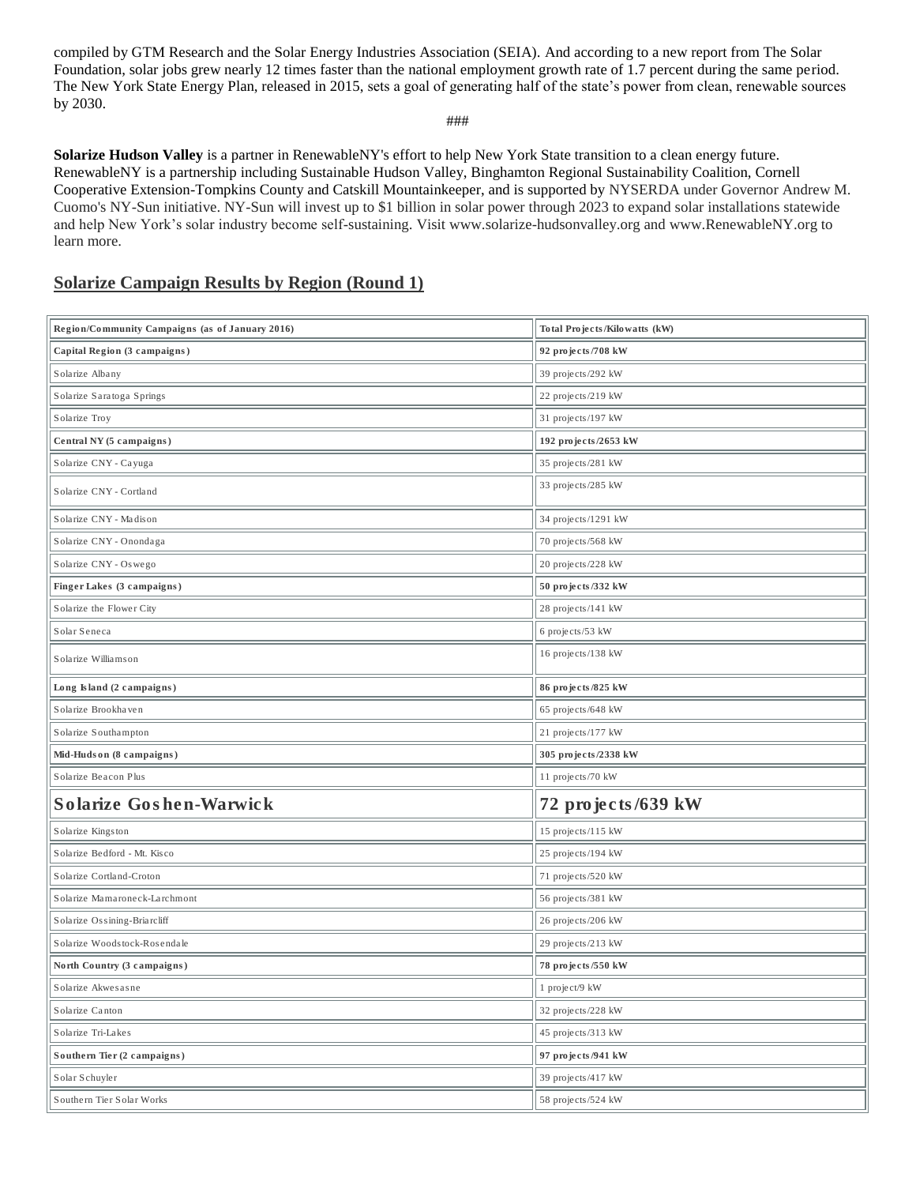compiled by GTM Research and the Solar Energy Industries Association (SEIA). And according to a new report from The Solar Foundation, solar jobs grew nearly 12 times faster than the national employment growth rate of 1.7 percent during the same period. The New York State Energy Plan, released in 2015, sets a goal of generating half of the state's power from clean, renewable sources by 2030.

###

**Solarize Hudson Valley** is a partner in RenewableNY's effort to help New York State transition to a clean energy future. RenewableNY is a partnership including Sustainable Hudson Valley, Binghamton Regional Sustainability Coalition, Cornell Cooperative Extension-Tompkins County and Catskill Mountainkeeper, and is supported by NYSERDA under Governor Andrew M. Cuomo's NY-Sun initiative. NY-Sun will invest up to $1 billion in solar power through 2023 to expand solar installations statewide and help New York's solar industry become self-sustaining. Visit www.solarize-hudsonvalley.org and www.RenewableNY.org to learn more.

## Solarize Campaign Results by Region (Round 1)

| Region/Community Campaigns (as of January 2016) | Total Projects/Kilowatts (kW) |
|---|---|
| **Capital Region (3 campaigns)** | **92 projects/708 kW** |
| Solarize Albany | 39 projects/292 kW |
| Solarize Saratoga Springs | 22 projects/219 kW |
| Solarize Troy | 31 projects/197 kW |
| **Central NY (5 campaigns)** | **192 projects/2653 kW** |
| Solarize CNY - Cayuga | 35 projects/281 kW |
| Solarize CNY - Cortland | 33 projects/285 kW |
| Solarize CNY - Madison | 34 projects/1291 kW |
| Solarize CNY - Onondaga | 70 projects/568 kW |
| Solarize CNY - Oswego | 20 projects/228 kW |
| **Finger Lakes (3 campaigns)** | **50 projects/332 kW** |
| Solarize the Flower City | 28 projects/141 kW |
| Solar Seneca | 6 projects/53 kW |
| Solarize Williamson | 16 projects/138 kW |
| **Long Island (2 campaigns)** | **86 projects/825 kW** |
| Solarize Brookhaven | 65 projects/648 kW |
| Solarize Southampton | 21 projects/177 kW |
| **Mid-Hudson (8 campaigns)** | **305 projects/2338 kW** |
| Solarize Beacon Plus | 11 projects/70 kW |
| **Solarize Goshen-Warwick** | **72 projects/639 kW** |
| Solarize Kingston | 15 projects/115 kW |
| Solarize Bedford - Mt. Kisco | 25 projects/194 kW |
| Solarize Cortland-Croton | 71 projects/520 kW |
| Solarize Mamaroneck-Larchmont | 56 projects/381 kW |
| Solarize Ossining-Briarcliff | 26 projects/206 kW |
| Solarize Woodstock-Rosendale | 29 projects/213 kW |
| **North Country (3 campaigns)** | **78 projects/550 kW** |
| Solarize Akwesasne | 1 project/9 kW |
| Solarize Canton | 32 projects/228 kW |
| Solarize Tri-Lakes | 45 projects/313 kW |
| **Southern Tier (2 campaigns)** | **97 projects/941 kW** |
| Solar Schuyler | 39 projects/417 kW |
| Southern Tier Solar Works | 58 projects/524 kW |